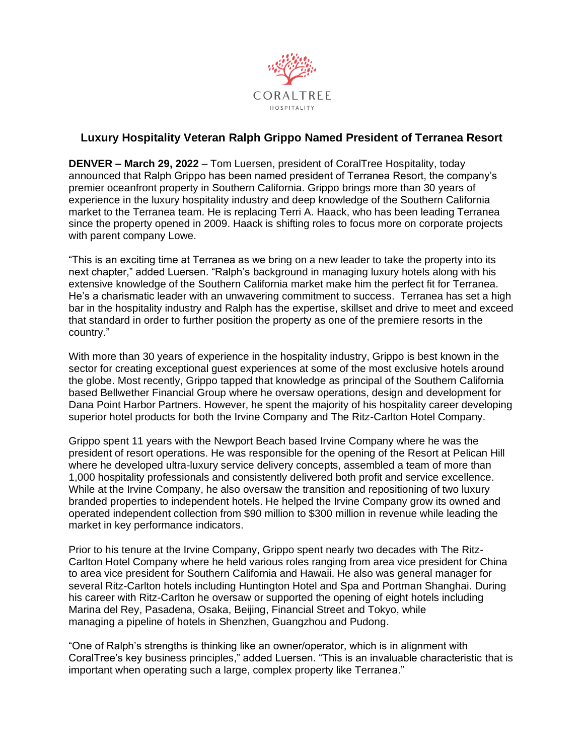CORALTREE
HOSPITALITY

## Luxury Hospitality Veteran Ralph Grippo Named President of Terranea Resort

**DENVER – March 29, 2022** – Tom Luersen, president of CoralTree Hospitality, today announced that Ralph Grippo has been named president of Terranea Resort, the company's premier oceanfront property in Southern California. Grippo brings more than 30 years of experience in the luxury hospitality industry and deep knowledge of the Southern California market to the Terranea team. He is replacing Terri A. Haack, who has been leading Terranea since the property opened in 2009. Haack is shifting roles to focus more on corporate projects with parent company Lowe.

"This is an exciting time at Terranea as we bring on a new leader to take the property into its next chapter," added Luersen. "Ralph's background in managing luxury hotels along with his extensive knowledge of the Southern California market make him the perfect fit for Terranea. He's a charismatic leader with an unwavering commitment to success. Terranea has set a high bar in the hospitality industry and Ralph has the expertise, skillset and drive to meet and exceed that standard in order to further position the property as one of the premiere resorts in the country."

With more than 30 years of experience in the hospitality industry, Grippo is best known in the sector for creating exceptional guest experiences at some of the most exclusive hotels around the globe. Most recently, Grippo tapped that knowledge as principal of the Southern California based Bellwether Financial Group where he oversaw operations, design and development for Dana Point Harbor Partners. However, he spent the majority of his hospitality career developing superior hotel products for both the Irvine Company and The Ritz-Carlton Hotel Company.

Grippo spent 11 years with the Newport Beach based Irvine Company where he was the president of resort operations. He was responsible for the opening of the Resort at Pelican Hill where he developed ultra-luxury service delivery concepts, assembled a team of more than 1,000 hospitality professionals and consistently delivered both profit and service excellence. While at the Irvine Company, he also oversaw the transition and repositioning of two luxury branded properties to independent hotels. He helped the Irvine Company grow its owned and operated independent collection from $90 million to $300 million in revenue while leading the market in key performance indicators.

Prior to his tenure at the Irvine Company, Grippo spent nearly two decades with The Ritz-Carlton Hotel Company where he held various roles ranging from area vice president for China to area vice president for Southern California and Hawaii. He also was general manager for several Ritz-Carlton hotels including Huntington Hotel and Spa and Portman Shanghai. During his career with Ritz-Carlton he oversaw or supported the opening of eight hotels including Marina del Rey, Pasadena, Osaka, Beijing, Financial Street and Tokyo, while managing a pipeline of hotels in Shenzhen, Guangzhou and Pudong.

"One of Ralph's strengths is thinking like an owner/operator, which is in alignment with CoralTree's key business principles," added Luersen. "This is an invaluable characteristic that is important when operating such a large, complex property like Terranea."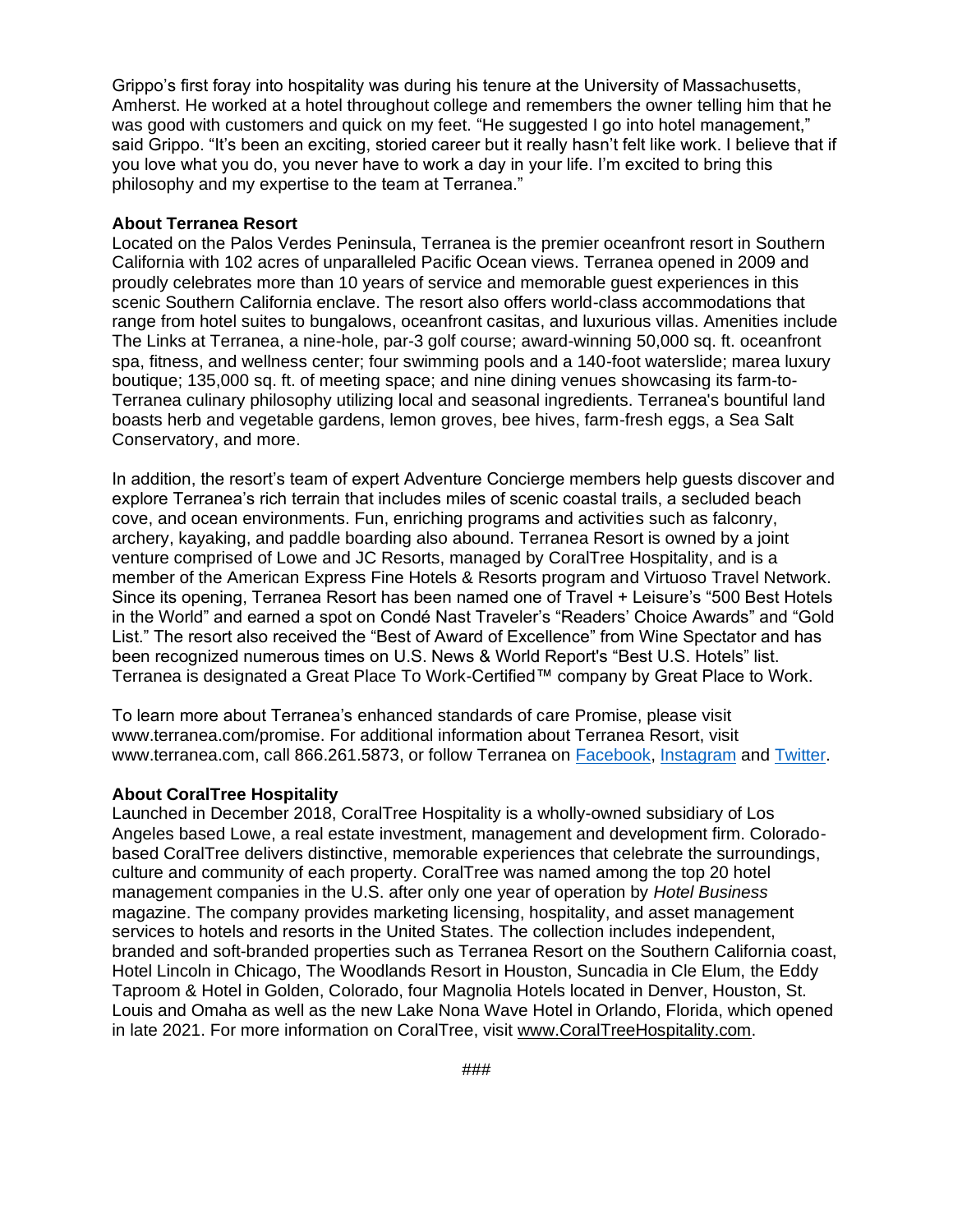Grippo's first foray into hospitality was during his tenure at the University of Massachusetts, Amherst. He worked at a hotel throughout college and remembers the owner telling him that he was good with customers and quick on my feet. "He suggested I go into hotel management," said Grippo. "It's been an exciting, storied career but it really hasn't felt like work. I believe that if you love what you do, you never have to work a day in your life. I'm excited to bring this philosophy and my expertise to the team at Terranea."

**About Terranea Resort**

Located on the Palos Verdes Peninsula, Terranea is the premier oceanfront resort in Southern California with 102 acres of unparalleled Pacific Ocean views. Terranea opened in 2009 and proudly celebrates more than 10 years of service and memorable guest experiences in this scenic Southern California enclave. The resort also offers world-class accommodations that range from hotel suites to bungalows, oceanfront casitas, and luxurious villas. Amenities include The Links at Terranea, a nine-hole, par-3 golf course; award-winning 50,000 sq. ft. oceanfront spa, fitness, and wellness center; four swimming pools and a 140-foot waterslide; marea luxury boutique; 135,000 sq. ft. of meeting space; and nine dining venues showcasing its farm-to-Terranea culinary philosophy utilizing local and seasonal ingredients. Terranea's bountiful land boasts herb and vegetable gardens, lemon groves, bee hives, farm-fresh eggs, a Sea Salt Conservatory, and more.

In addition, the resort's team of expert Adventure Concierge members help guests discover and explore Terranea's rich terrain that includes miles of scenic coastal trails, a secluded beach cove, and ocean environments. Fun, enriching programs and activities such as falconry, archery, kayaking, and paddle boarding also abound. Terranea Resort is owned by a joint venture comprised of Lowe and JC Resorts, managed by CoralTree Hospitality, and is a member of the American Express Fine Hotels & Resorts program and Virtuoso Travel Network. Since its opening, Terranea Resort has been named one of Travel + Leisure's "500 Best Hotels in the World" and earned a spot on Condé Nast Traveler's "Readers' Choice Awards" and "Gold List." The resort also received the "Best of Award of Excellence" from Wine Spectator and has been recognized numerous times on U.S. News & World Report's "Best U.S. Hotels" list. Terranea is designated a Great Place To Work-Certified™ company by Great Place to Work.

To learn more about Terranea's enhanced standards of care Promise, please visit www.terranea.com/promise. For additional information about Terranea Resort, visit www.terranea.com, call 866.261.5873, or follow Terranea on Facebook, Instagram and Twitter.

**About CoralTree Hospitality**

Launched in December 2018, CoralTree Hospitality is a wholly-owned subsidiary of Los Angeles based Lowe, a real estate investment, management and development firm. Colorado-based CoralTree delivers distinctive, memorable experiences that celebrate the surroundings, culture and community of each property. CoralTree was named among the top 20 hotel management companies in the U.S. after only one year of operation by *Hotel Business* magazine. The company provides marketing licensing, hospitality, and asset management services to hotels and resorts in the United States. The collection includes independent, branded and soft-branded properties such as Terranea Resort on the Southern California coast, Hotel Lincoln in Chicago, The Woodlands Resort in Houston, Suncadia in Cle Elum, the Eddy Taproom & Hotel in Golden, Colorado, four Magnolia Hotels located in Denver, Houston, St. Louis and Omaha as well as the new Lake Nona Wave Hotel in Orlando, Florida, which opened in late 2021. For more information on CoralTree, visit www.CoralTreeHospitality.com.

###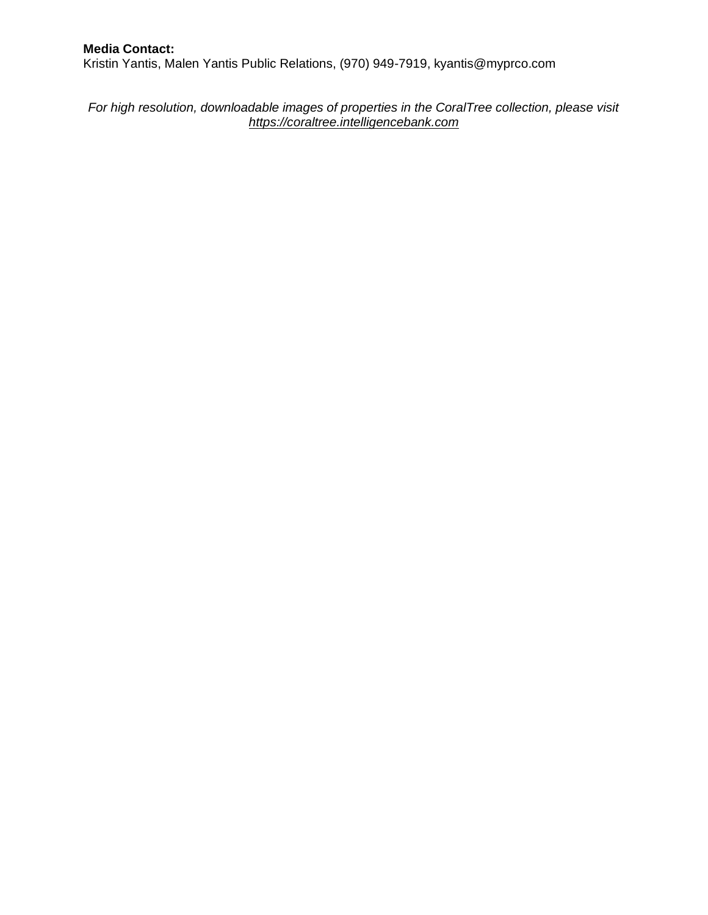**Media Contact:**
Kristin Yantis, Malen Yantis Public Relations, (970) 949-7919, kyantis@myprco.com

*For high resolution, downloadable images of properties in the CoralTree collection, please visit https://coraltree.intelligencebank.com*